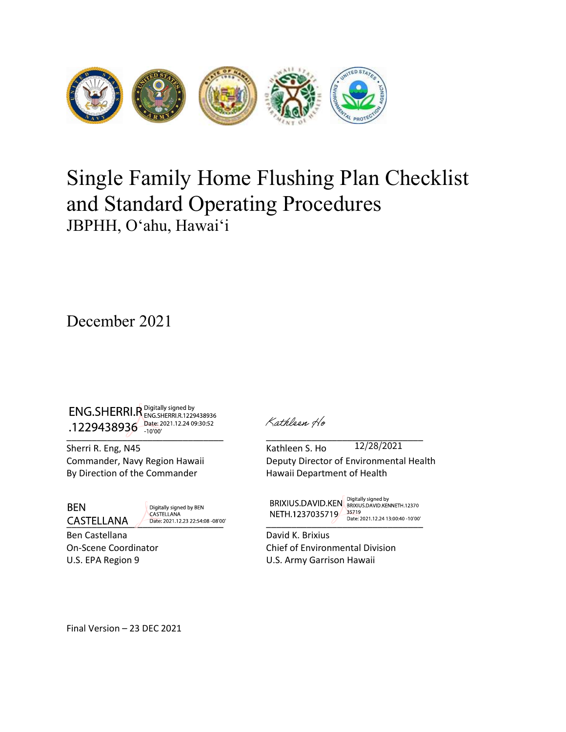# Single Family Home Flushing Plan Checklist and Standard Operating Procedures

JBPHH, O'ahu, Hawai'i

December 2021

ENG.SHERRI.R.1229438936 Digitally signed by ENG.SHERRI.R.1229438936 Date: 2021.12.24 09:30:52 -10'00'

Sherri R. Eng, N45
Commander, Navy Region Hawaii
By Direction of the Commander

Kathleen Ho

Kathleen S. Ho 12/28/2021
Deputy Director of Environmental Health
Hawaii Department of Health

BEN CASTELLANA Digitally signed by BEN CASTELLANA Date: 2021.12.23 22:54:08 -08'00'

Ben Castellana
On-Scene Coordinator
U.S. EPA Region 9

BRIXIUS.DAVID.KENNETH.1237035719 Digitally signed by BRIXIUS.DAVID.KENNETH.1237035719 Date: 2021.12.24 13:00:40 -10'00'

David K. Brixius
Chief of Environmental Division
U.S. Army Garrison Hawaii

Final Version – 23 DEC 2021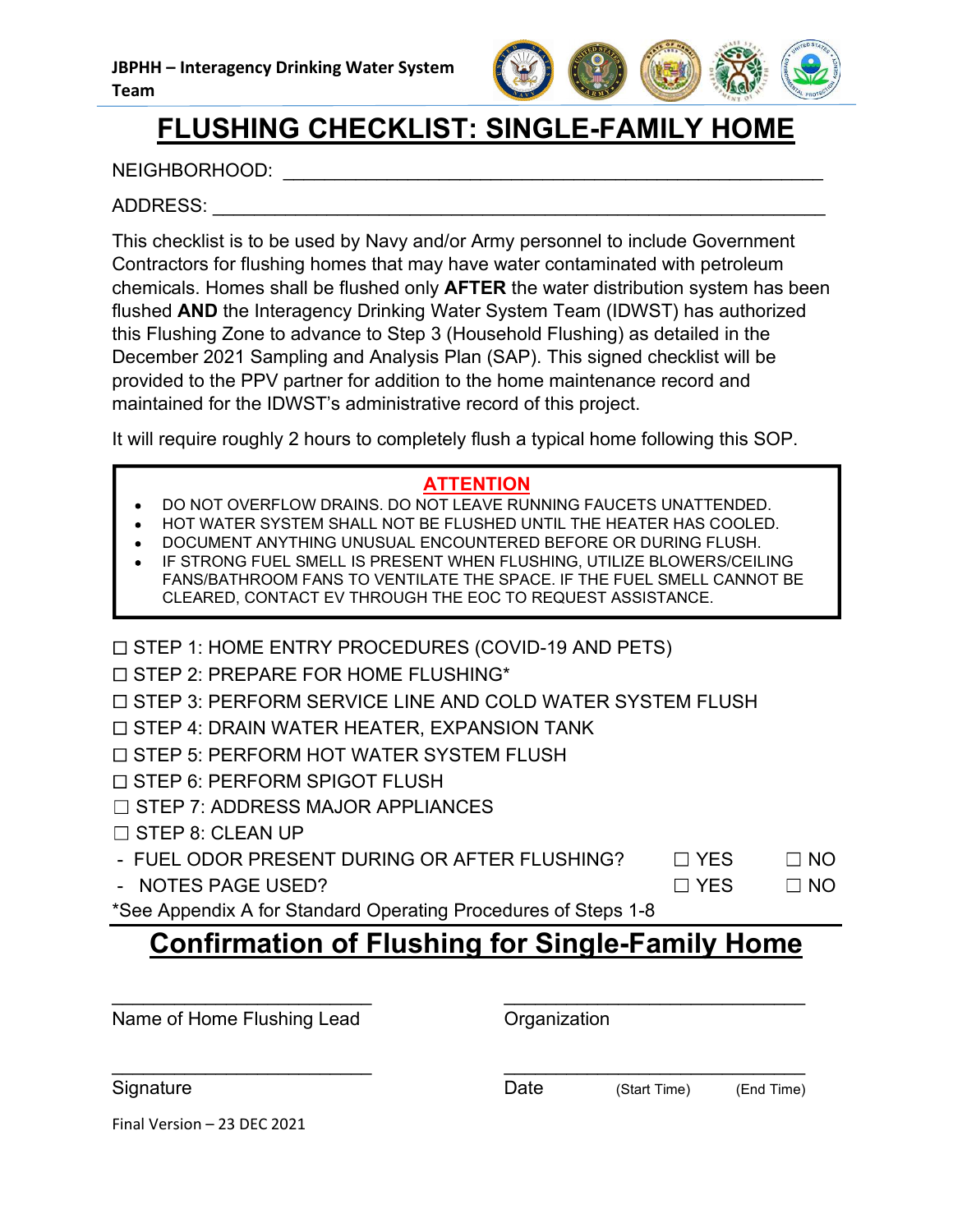JBPHH – Interagency Drinking Water System Team

# FLUSHING CHECKLIST: SINGLE-FAMILY HOME

NEIGHBORHOOD: ____________________________________________

ADDRESS: ________________________________________________

This checklist is to be used by Navy and/or Army personnel to include Government Contractors for flushing homes that may have water contaminated with petroleum chemicals. Homes shall be flushed only **AFTER** the water distribution system has been flushed **AND** the Interagency Drinking Water System Team (IDWST) has authorized this Flushing Zone to advance to Step 3 (Household Flushing) as detailed in the December 2021 Sampling and Analysis Plan (SAP). This signed checklist will be provided to the PPV partner for addition to the home maintenance record and maintained for the IDWST's administrative record of this project.

It will require roughly 2 hours to completely flush a typical home following this SOP.

**ATTENTION**

- DO NOT OVERFLOW DRAINS. DO NOT LEAVE RUNNING FAUCETS UNATTENDED.
- HOT WATER SYSTEM SHALL NOT BE FLUSHED UNTIL THE HEATER HAS COOLED.
- DOCUMENT ANYTHING UNUSUAL ENCOUNTERED BEFORE OR DURING FLUSH.
- IF STRONG FUEL SMELL IS PRESENT WHEN FLUSHING, UTILIZE BLOWERS/CEILING FANS/BATHROOM FANS TO VENTILATE THE SPACE. IF THE FUEL SMELL CANNOT BE CLEARED, CONTACT EV THROUGH THE EOC TO REQUEST ASSISTANCE.

☐ STEP 1: HOME ENTRY PROCEDURES (COVID-19 AND PETS)

☐ STEP 2: PREPARE FOR HOME FLUSHING*

☐ STEP 3: PERFORM SERVICE LINE AND COLD WATER SYSTEM FLUSH

☐ STEP 4: DRAIN WATER HEATER, EXPANSION TANK

☐ STEP 5: PERFORM HOT WATER SYSTEM FLUSH

☐ STEP 6: PERFORM SPIGOT FLUSH

☐ STEP 7: ADDRESS MAJOR APPLIANCES

☐ STEP 8: CLEAN UP

- FUEL ODOR PRESENT DURING OR AFTER FLUSHING? ☐ YES ☐ NO
- NOTES PAGE USED? ☐ YES ☐ NO

*See Appendix A for Standard Operating Procedures of Steps 1-8

## Confirmation of Flushing for Single-Family Home

_________________________ Name of Home Flushing Lead

_________________________ Organization

_________________________ Signature

_________________________ Date (Start Time) (End Time)

Final Version – 23 DEC 2021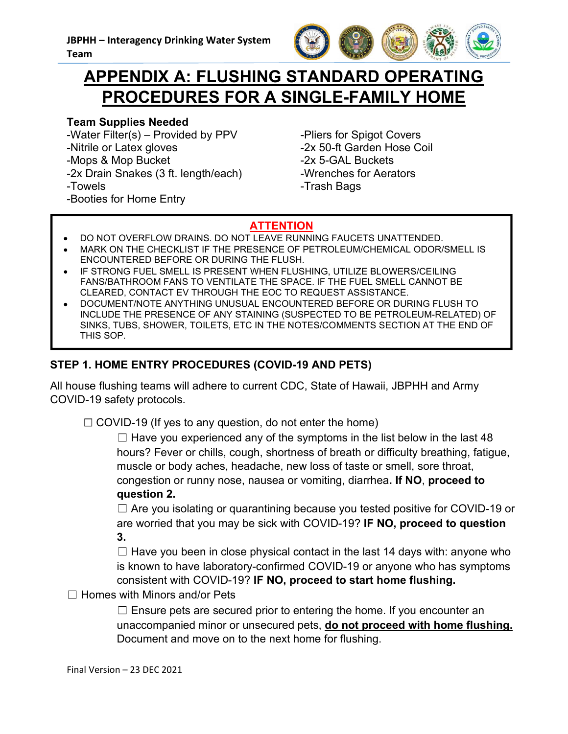# APPENDIX A: FLUSHING STANDARD OPERATING PROCEDURES FOR A SINGLE-FAMILY HOME

**Team Supplies Needed**

- -Water Filter(s) – Provided by PPV
- -Nitrile or Latex gloves
- -Mops & Mop Bucket
- -2x Drain Snakes (3 ft. length/each)
- -Towels
- -Booties for Home Entry
- -Pliers for Spigot Covers
- -2x 50-ft Garden Hose Coil
- -2x 5-GAL Buckets
- -Wrenches for Aerators
- -Trash Bags

**ATTENTION**

- DO NOT OVERFLOW DRAINS. DO NOT LEAVE RUNNING FAUCETS UNATTENDED.
- MARK ON THE CHECKLIST IF THE PRESENCE OF PETROLEUM/CHEMICAL ODOR/SMELL IS ENCOUNTERED BEFORE OR DURING THE FLUSH.
- IF STRONG FUEL SMELL IS PRESENT WHEN FLUSHING, UTILIZE BLOWERS/CEILING FANS/BATHROOM FANS TO VENTILATE THE SPACE. IF THE FUEL SMELL CANNOT BE CLEARED, CONTACT EV THROUGH THE EOC TO REQUEST ASSISTANCE.
- DOCUMENT/NOTE ANYTHING UNUSUAL ENCOUNTERED BEFORE OR DURING FLUSH TO INCLUDE THE PRESENCE OF ANY STAINING (SUSPECTED TO BE PETROLEUM-RELATED) OF SINKS, TUBS, SHOWER, TOILETS, ETC IN THE NOTES/COMMENTS SECTION AT THE END OF THIS SOP.

## STEP 1. HOME ENTRY PROCEDURES (COVID-19 AND PETS)

All house flushing teams will adhere to current CDC, State of Hawaii, JBPHH and Army COVID-19 safety protocols.

☐ COVID-19 (If yes to any question, do not enter the home)

☐ Have you experienced any of the symptoms in the list below in the last 48 hours? Fever or chills, cough, shortness of breath or difficulty breathing, fatigue, muscle or body aches, headache, new loss of taste or smell, sore throat, congestion or runny nose, nausea or vomiting, diarrhea**. If NO**, **proceed to question 2.**

☐ Are you isolating or quarantining because you tested positive for COVID-19 or are worried that you may be sick with COVID-19? **IF NO, proceed to question 3.**

☐ Have you been in close physical contact in the last 14 days with: anyone who is known to have laboratory-confirmed COVID-19 or anyone who has symptoms consistent with COVID-19? **IF NO, proceed to start home flushing.**

☐ Homes with Minors and/or Pets

☐ Ensure pets are secured prior to entering the home. If you encounter an unaccompanied minor or unsecured pets, **do not proceed with home flushing.** Document and move on to the next home for flushing.

Final Version – 23 DEC 2021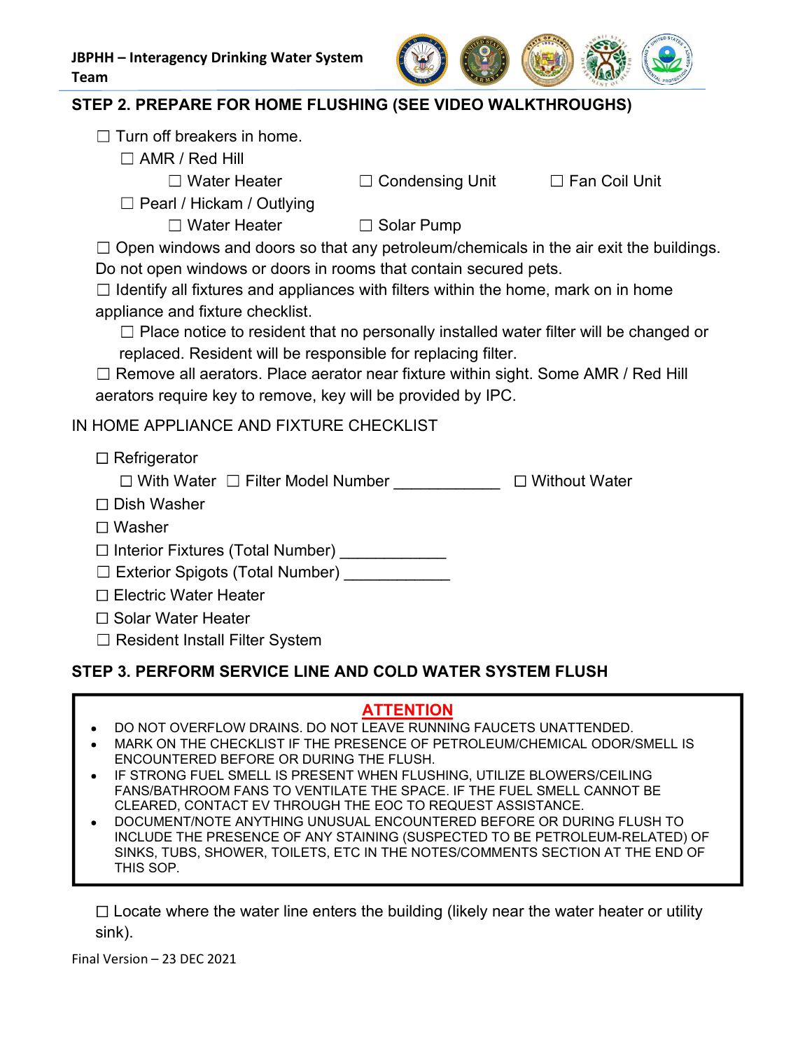## STEP 2. PREPARE FOR HOME FLUSHING (SEE VIDEO WALKTHROUGHS)

- ☐ Turn off breakers in home.
  - ☐ AMR / Red Hill
    - ☐ Water Heater ☐ Condensing Unit ☐ Fan Coil Unit
  - ☐ Pearl / Hickam / Outlying
    - ☐ Water Heater ☐ Solar Pump
- ☐ Open windows and doors so that any petroleum/chemicals in the air exit the buildings. Do not open windows or doors in rooms that contain secured pets.
- ☐ Identify all fixtures and appliances with filters within the home, mark on in home appliance and fixture checklist.
  - ☐ Place notice to resident that no personally installed water filter will be changed or replaced. Resident will be responsible for replacing filter.
- ☐ Remove all aerators. Place aerator near fixture within sight. Some AMR / Red Hill aerators require key to remove, key will be provided by IPC.

IN HOME APPLIANCE AND FIXTURE CHECKLIST

- ☐ Refrigerator
  - ☐ With Water ☐ Filter Model Number ____________ ☐ Without Water
- ☐ Dish Washer
- ☐ Washer
- ☐ Interior Fixtures (Total Number) ____________
- ☐ Exterior Spigots (Total Number) ____________
- ☐ Electric Water Heater
- ☐ Solar Water Heater
- ☐ Resident Install Filter System

## STEP 3. PERFORM SERVICE LINE AND COLD WATER SYSTEM FLUSH

**ATTENTION**

- DO NOT OVERFLOW DRAINS. DO NOT LEAVE RUNNING FAUCETS UNATTENDED.
- MARK ON THE CHECKLIST IF THE PRESENCE OF PETROLEUM/CHEMICAL ODOR/SMELL IS ENCOUNTERED BEFORE OR DURING THE FLUSH.
- IF STRONG FUEL SMELL IS PRESENT WHEN FLUSHING, UTILIZE BLOWERS/CEILING FANS/BATHROOM FANS TO VENTILATE THE SPACE. IF THE FUEL SMELL CANNOT BE CLEARED, CONTACT EV THROUGH THE EOC TO REQUEST ASSISTANCE.
- DOCUMENT/NOTE ANYTHING UNUSUAL ENCOUNTERED BEFORE OR DURING FLUSH TO INCLUDE THE PRESENCE OF ANY STAINING (SUSPECTED TO BE PETROLEUM-RELATED) OF SINKS, TUBS, SHOWER, TOILETS, ETC IN THE NOTES/COMMENTS SECTION AT THE END OF THIS SOP.

- ☐ Locate where the water line enters the building (likely near the water heater or utility sink).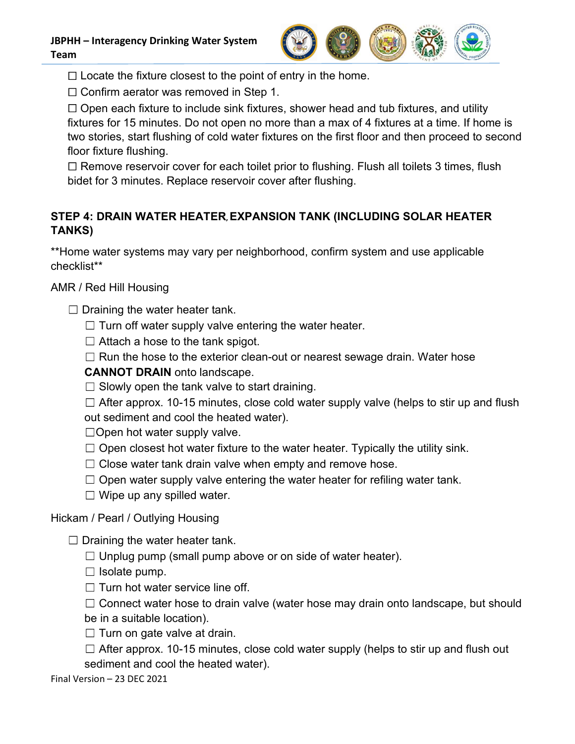☐ Locate the fixture closest to the point of entry in the home.

☐ Confirm aerator was removed in Step 1.

☐ Open each fixture to include sink fixtures, shower head and tub fixtures, and utility fixtures for 15 minutes. Do not open no more than a max of 4 fixtures at a time. If home is two stories, start flushing of cold water fixtures on the first floor and then proceed to second floor fixture flushing.

☐ Remove reservoir cover for each toilet prior to flushing. Flush all toilets 3 times, flush bidet for 3 minutes. Replace reservoir cover after flushing.

## STEP 4: DRAIN WATER HEATER, EXPANSION TANK (INCLUDING SOLAR HEATER TANKS)

**Home water systems may vary per neighborhood, confirm system and use applicable checklist**

AMR / Red Hill Housing

- ☐ Draining the water heater tank.
  - ☐ Turn off water supply valve entering the water heater.
  - ☐ Attach a hose to the tank spigot.
  - ☐ Run the hose to the exterior clean-out or nearest sewage drain. Water hose **CANNOT DRAIN** onto landscape.
  - ☐ Slowly open the tank valve to start draining.
  - ☐ After approx. 10-15 minutes, close cold water supply valve (helps to stir up and flush out sediment and cool the heated water).
  - ☐Open hot water supply valve.
  - ☐ Open closest hot water fixture to the water heater. Typically the utility sink.
  - ☐ Close water tank drain valve when empty and remove hose.
  - ☐ Open water supply valve entering the water heater for refiling water tank.
  - ☐ Wipe up any spilled water.

Hickam / Pearl / Outlying Housing

- ☐ Draining the water heater tank.
  - ☐ Unplug pump (small pump above or on side of water heater).
  - ☐ Isolate pump.
  - ☐ Turn hot water service line off.
  - ☐ Connect water hose to drain valve (water hose may drain onto landscape, but should be in a suitable location).
  - ☐ Turn on gate valve at drain.
  - ☐ After approx. 10-15 minutes, close cold water supply (helps to stir up and flush out sediment and cool the heated water).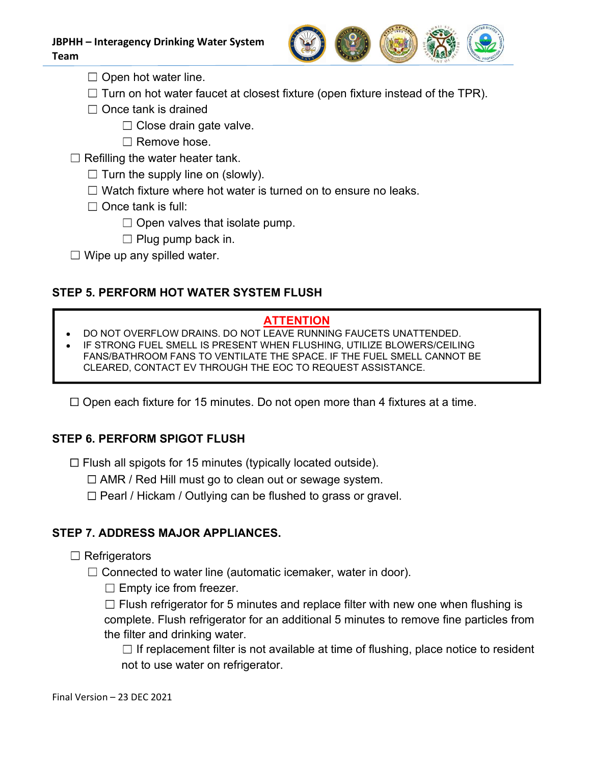- ☐ Open hot water line.
- ☐ Turn on hot water faucet at closest fixture (open fixture instead of the TPR).
- ☐ Once tank is drained
  - ☐ Close drain gate valve.
  - ☐ Remove hose.

☐ Refilling the water heater tank.

- ☐ Turn the supply line on (slowly).
- ☐ Watch fixture where hot water is turned on to ensure no leaks.
- ☐ Once tank is full:
  - ☐ Open valves that isolate pump.
  - ☐ Plug pump back in.

☐ Wipe up any spilled water.

## STEP 5. PERFORM HOT WATER SYSTEM FLUSH

> **ATTENTION**
>
> - DO NOT OVERFLOW DRAINS. DO NOT LEAVE RUNNING FAUCETS UNATTENDED.
> - IF STRONG FUEL SMELL IS PRESENT WHEN FLUSHING, UTILIZE BLOWERS/CEILING FANS/BATHROOM FANS TO VENTILATE THE SPACE. IF THE FUEL SMELL CANNOT BE CLEARED, CONTACT EV THROUGH THE EOC TO REQUEST ASSISTANCE.

☐ Open each fixture for 15 minutes. Do not open more than 4 fixtures at a time.

## STEP 6. PERFORM SPIGOT FLUSH

☐ Flush all spigots for 15 minutes (typically located outside).

- ☐ AMR / Red Hill must go to clean out or sewage system.
- ☐ Pearl / Hickam / Outlying can be flushed to grass or gravel.

## STEP 7. ADDRESS MAJOR APPLIANCES.

☐ Refrigerators

- ☐ Connected to water line (automatic icemaker, water in door).
  - ☐ Empty ice from freezer.
  - ☐ Flush refrigerator for 5 minutes and replace filter with new one when flushing is complete. Flush refrigerator for an additional 5 minutes to remove fine particles from the filter and drinking water.
    - ☐ If replacement filter is not available at time of flushing, place notice to resident not to use water on refrigerator.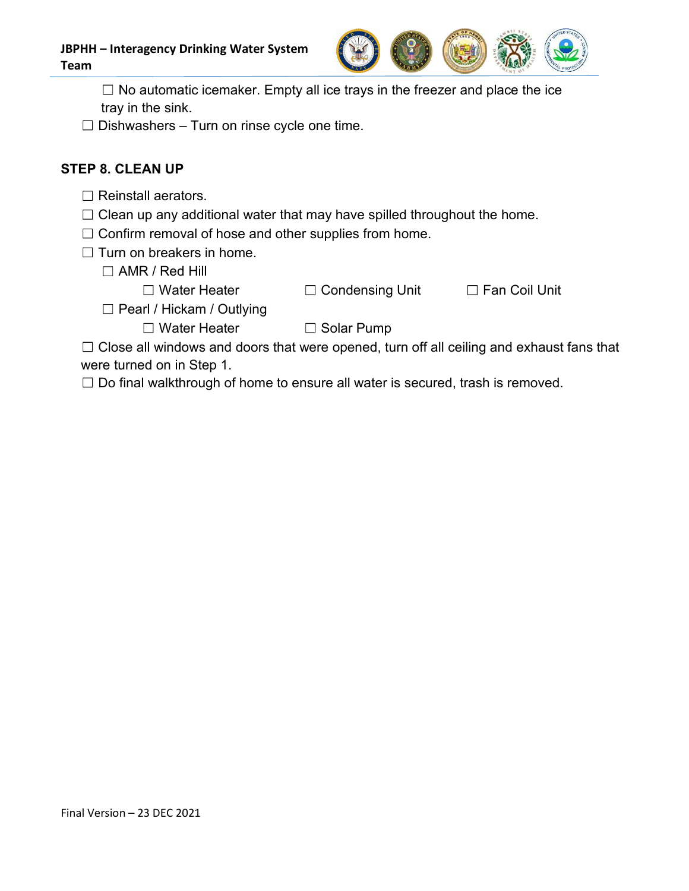☐ No automatic icemaker. Empty all ice trays in the freezer and place the ice tray in the sink.

☐ Dishwashers – Turn on rinse cycle one time.

### STEP 8. CLEAN UP

☐ Reinstall aerators.

☐ Clean up any additional water that may have spilled throughout the home.

☐ Confirm removal of hose and other supplies from home.

☐ Turn on breakers in home.

- ☐ AMR / Red Hill
  - ☐ Water Heater ☐ Condensing Unit ☐ Fan Coil Unit
- ☐ Pearl / Hickam / Outlying
  - ☐ Water Heater ☐ Solar Pump

☐ Close all windows and doors that were opened, turn off all ceiling and exhaust fans that were turned on in Step 1.

☐ Do final walkthrough of home to ensure all water is secured, trash is removed.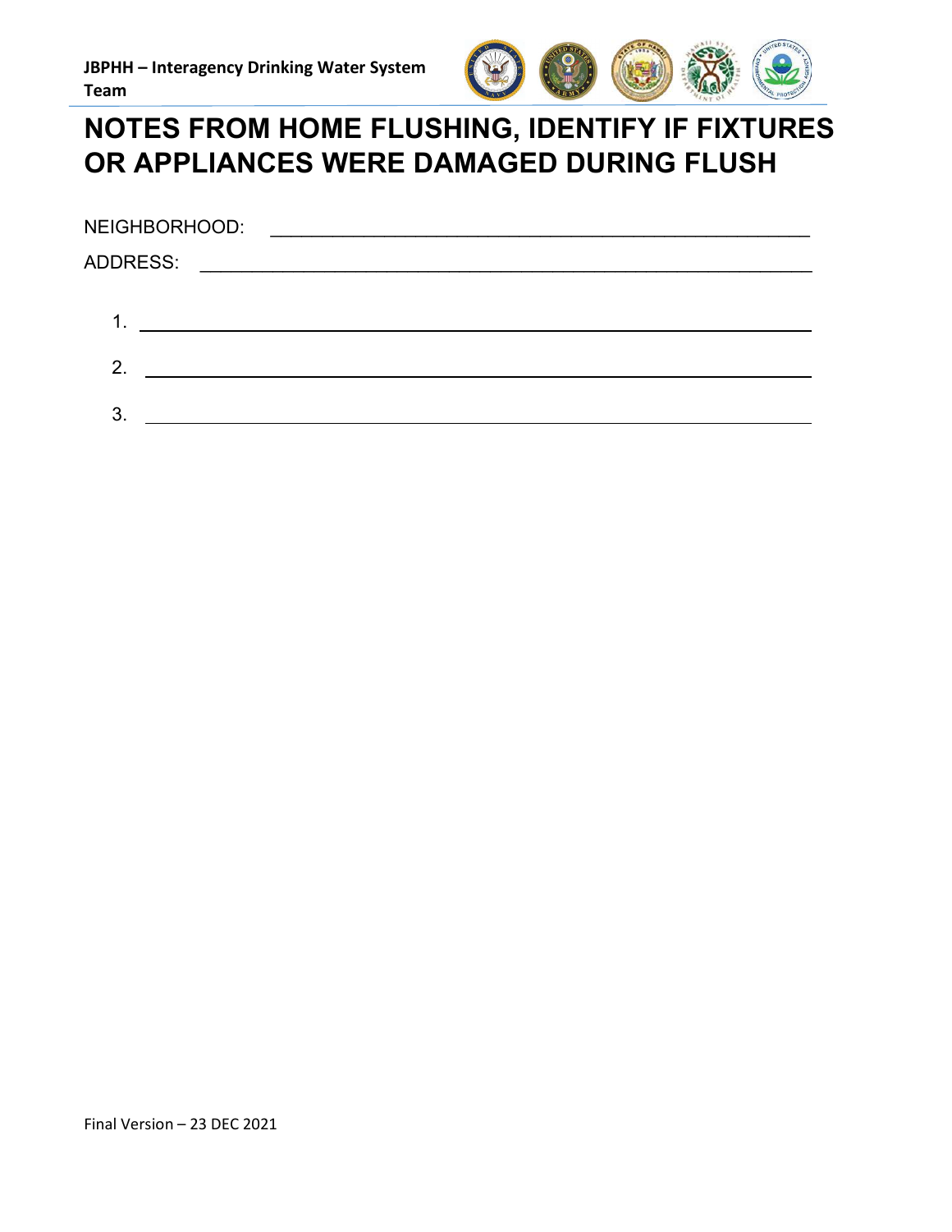# NOTES FROM HOME FLUSHING, IDENTIFY IF FIXTURES OR APPLIANCES WERE DAMAGED DURING FLUSH

NEIGHBORHOOD: ____________________________________________________

ADDRESS: ________________________________________________________

1. ____________________________________________________________

2. ____________________________________________________________

3. ____________________________________________________________